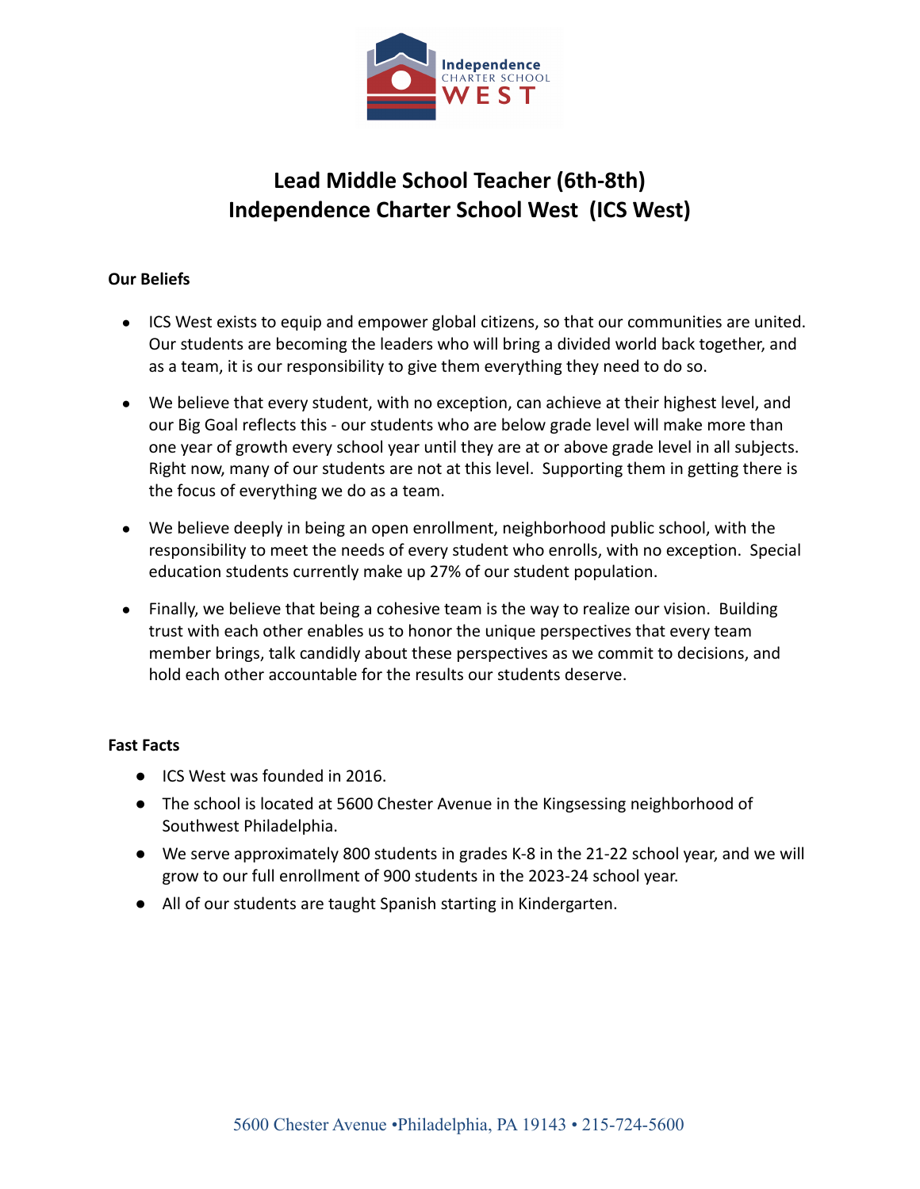# Lead Middle School Teacher (6th-8th)
# Independence Charter School West (ICS West)

**Our Beliefs**

- ICS West exists to equip and empower global citizens, so that our communities are united. Our students are becoming the leaders who will bring a divided world back together, and as a team, it is our responsibility to give them everything they need to do so.
- We believe that every student, with no exception, can achieve at their highest level, and our Big Goal reflects this - our students who are below grade level will make more than one year of growth every school year until they are at or above grade level in all subjects. Right now, many of our students are not at this level. Supporting them in getting there is the focus of everything we do as a team.
- We believe deeply in being an open enrollment, neighborhood public school, with the responsibility to meet the needs of every student who enrolls, with no exception. Special education students currently make up 27% of our student population.
- Finally, we believe that being a cohesive team is the way to realize our vision. Building trust with each other enables us to honor the unique perspectives that every team member brings, talk candidly about these perspectives as we commit to decisions, and hold each other accountable for the results our students deserve.

**Fast Facts**

- ICS West was founded in 2016.
- The school is located at 5600 Chester Avenue in the Kingsessing neighborhood of Southwest Philadelphia.
- We serve approximately 800 students in grades K-8 in the 21-22 school year, and we will grow to our full enrollment of 900 students in the 2023-24 school year.
- All of our students are taught Spanish starting in Kindergarten.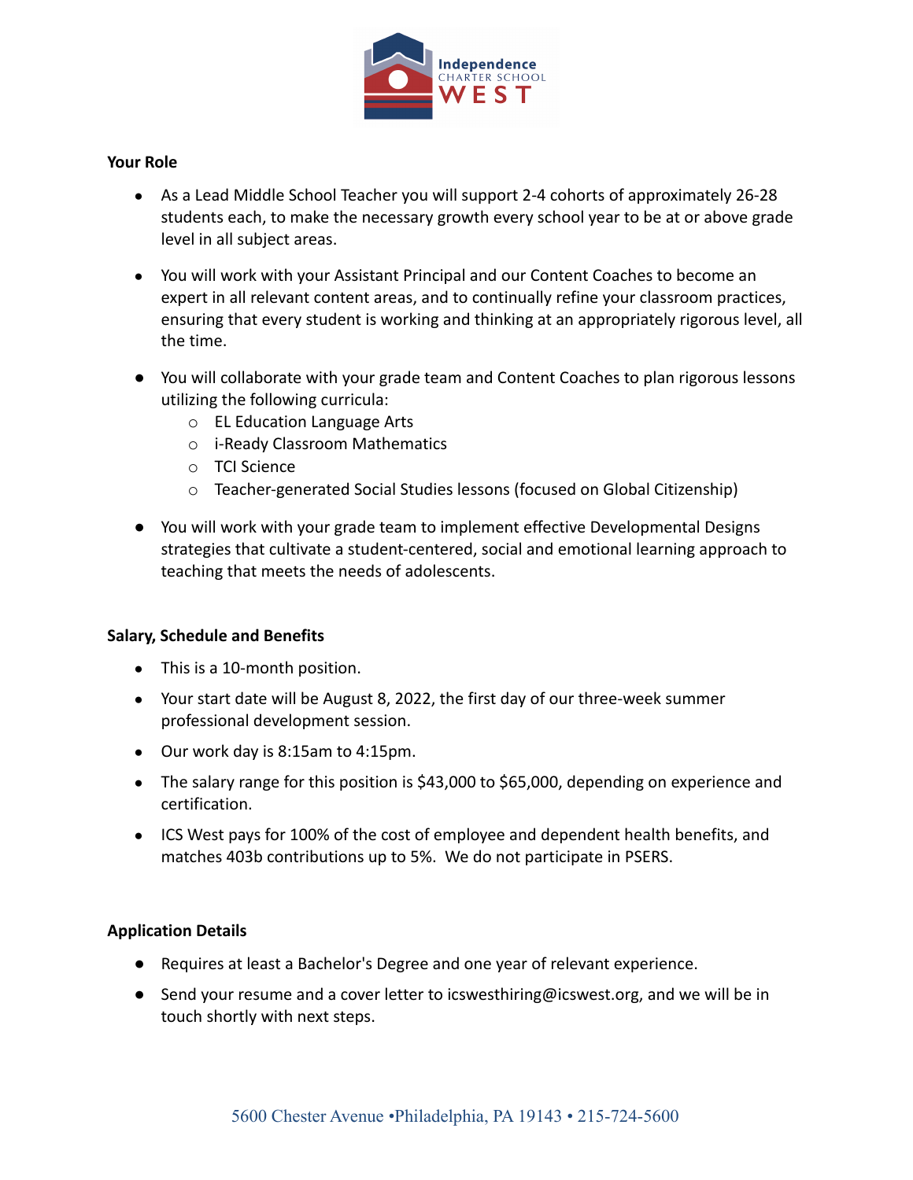Independence
CHARTER SCHOOL
WEST

**Your Role**

- As a Lead Middle School Teacher you will support 2-4 cohorts of approximately 26-28 students each, to make the necessary growth every school year to be at or above grade level in all subject areas.
- You will work with your Assistant Principal and our Content Coaches to become an expert in all relevant content areas, and to continually refine your classroom practices, ensuring that every student is working and thinking at an appropriately rigorous level, all the time.
- You will collaborate with your grade team and Content Coaches to plan rigorous lessons utilizing the following curricula:
  - EL Education Language Arts
  - i-Ready Classroom Mathematics
  - TCI Science
  - Teacher-generated Social Studies lessons (focused on Global Citizenship)
- You will work with your grade team to implement effective Developmental Designs strategies that cultivate a student-centered, social and emotional learning approach to teaching that meets the needs of adolescents.

**Salary, Schedule and Benefits**

- This is a 10-month position.
- Your start date will be August 8, 2022, the first day of our three-week summer professional development session.
- Our work day is 8:15am to 4:15pm.
- The salary range for this position is $43,000 to $65,000, depending on experience and certification.
- ICS West pays for 100% of the cost of employee and dependent health benefits, and matches 403b contributions up to 5%. We do not participate in PSERS.

**Application Details**

- Requires at least a Bachelor's Degree and one year of relevant experience.
- Send your resume and a cover letter to icswesthiring@icswest.org, and we will be in touch shortly with next steps.

5600 Chester Avenue •Philadelphia, PA 19143 • 215-724-5600